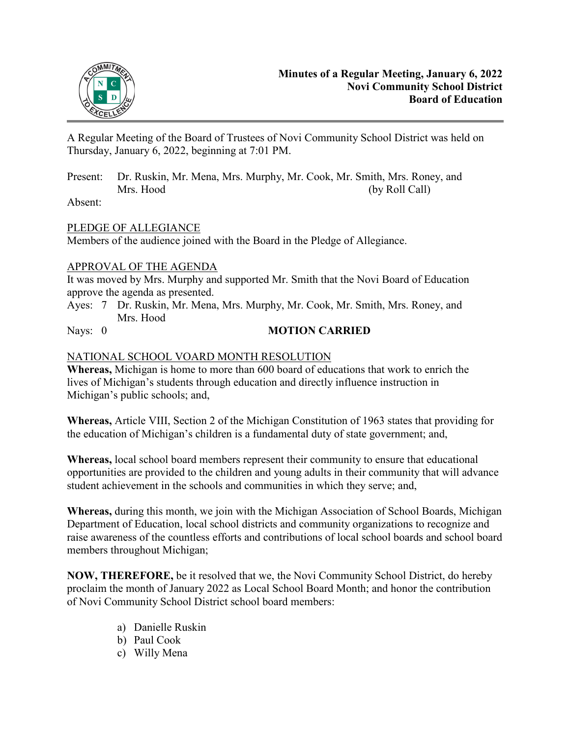# Minutes of a Regular Meeting, January 6, 2022
## Novi Community School District
## Board of Education

A Regular Meeting of the Board of Trustees of Novi Community School District was held on Thursday, January 6, 2022, beginning at 7:01 PM.

Present: Dr. Ruskin, Mr. Mena, Mrs. Murphy, Mr. Cook, Mr. Smith, Mrs. Roney, and Mrs. Hood (by Roll Call)

Absent:

PLEDGE OF ALLEGIANCE

Members of the audience joined with the Board in the Pledge of Allegiance.

APPROVAL OF THE AGENDA

It was moved by Mrs. Murphy and supported Mr. Smith that the Novi Board of Education approve the agenda as presented.

Ayes: 7 Dr. Ruskin, Mr. Mena, Mrs. Murphy, Mr. Cook, Mr. Smith, Mrs. Roney, and Mrs. Hood

Nays: 0 **MOTION CARRIED**

NATIONAL SCHOOL VOARD MONTH RESOLUTION

**Whereas,** Michigan is home to more than 600 board of educations that work to enrich the lives of Michigan's students through education and directly influence instruction in Michigan's public schools; and,

**Whereas,** Article VIII, Section 2 of the Michigan Constitution of 1963 states that providing for the education of Michigan's children is a fundamental duty of state government; and,

**Whereas,** local school board members represent their community to ensure that educational opportunities are provided to the children and young adults in their community that will advance student achievement in the schools and communities in which they serve; and,

**Whereas,** during this month, we join with the Michigan Association of School Boards, Michigan Department of Education, local school districts and community organizations to recognize and raise awareness of the countless efforts and contributions of local school boards and school board members throughout Michigan;

**NOW, THEREFORE,** be it resolved that we, the Novi Community School District, do hereby proclaim the month of January 2022 as Local School Board Month; and honor the contribution of Novi Community School District school board members:

a) Danielle Ruskin
b) Paul Cook
c) Willy Mena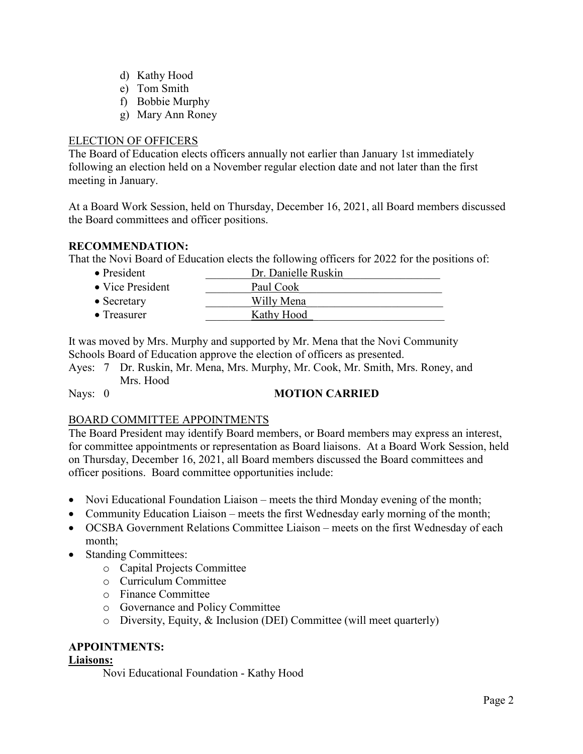d) Kathy Hood
e) Tom Smith
f) Bobbie Murphy
g) Mary Ann Roney

ELECTION OF OFFICERS

The Board of Education elects officers annually not earlier than January 1st immediately following an election held on a November regular election date and not later than the first meeting in January.

At a Board Work Session, held on Thursday, December 16, 2021, all Board members discussed the Board committees and officer positions.

**RECOMMENDATION:**

That the Novi Board of Education elects the following officers for 2022 for the positions of:

- President — Dr. Danielle Ruskin
- Vice President — Paul Cook
- Secretary — Willy Mena
- Treasurer — Kathy Hood

It was moved by Mrs. Murphy and supported by Mr. Mena that the Novi Community Schools Board of Education approve the election of officers as presented.

Ayes: 7 Dr. Ruskin, Mr. Mena, Mrs. Murphy, Mr. Cook, Mr. Smith, Mrs. Roney, and Mrs. Hood

Nays: 0 **MOTION CARRIED**

BOARD COMMITTEE APPOINTMENTS

The Board President may identify Board members, or Board members may express an interest, for committee appointments or representation as Board liaisons. At a Board Work Session, held on Thursday, December 16, 2021, all Board members discussed the Board committees and officer positions. Board committee opportunities include:

- Novi Educational Foundation Liaison – meets the third Monday evening of the month;
- Community Education Liaison – meets the first Wednesday early morning of the month;
- OCSBA Government Relations Committee Liaison – meets on the first Wednesday of each month;
- Standing Committees:
  - Capital Projects Committee
  - Curriculum Committee
  - Finance Committee
  - Governance and Policy Committee
  - Diversity, Equity, & Inclusion (DEI) Committee (will meet quarterly)

**APPOINTMENTS:**

**Liaisons:**

Novi Educational Foundation - Kathy Hood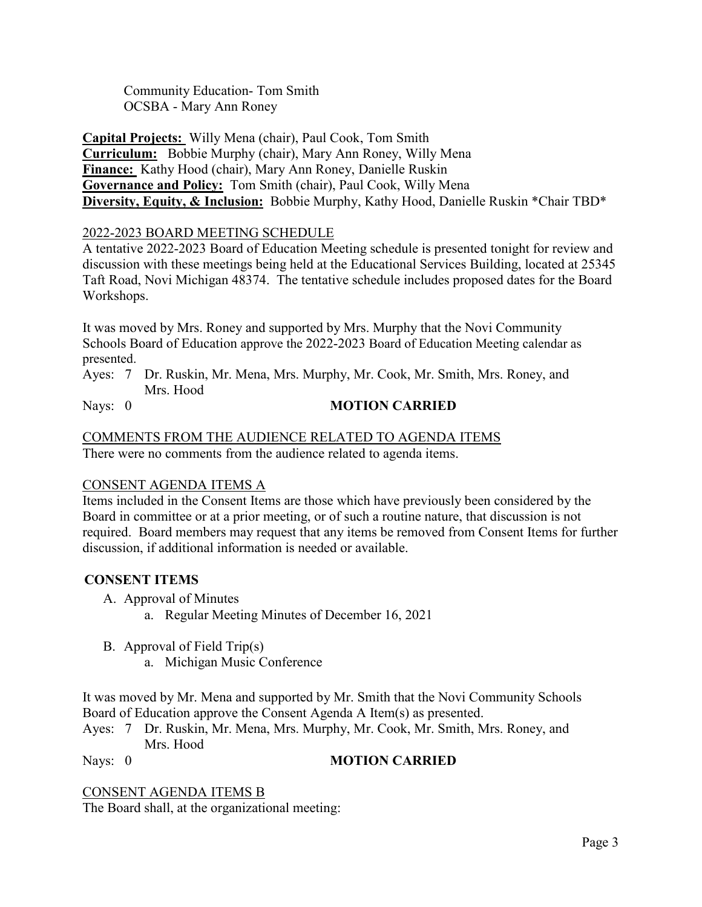Community Education- Tom Smith
OCSBA - Mary Ann Roney

**Capital Projects:** Willy Mena (chair), Paul Cook, Tom Smith
**Curriculum:** Bobbie Murphy (chair), Mary Ann Roney, Willy Mena
**Finance:** Kathy Hood (chair), Mary Ann Roney, Danielle Ruskin
**Governance and Policy:** Tom Smith (chair), Paul Cook, Willy Mena
**Diversity, Equity, & Inclusion:** Bobbie Murphy, Kathy Hood, Danielle Ruskin *Chair TBD*

2022-2023 BOARD MEETING SCHEDULE

A tentative 2022-2023 Board of Education Meeting schedule is presented tonight for review and discussion with these meetings being held at the Educational Services Building, located at 25345 Taft Road, Novi Michigan 48374. The tentative schedule includes proposed dates for the Board Workshops.

It was moved by Mrs. Roney and supported by Mrs. Murphy that the Novi Community Schools Board of Education approve the 2022-2023 Board of Education Meeting calendar as presented.

Ayes: 7 Dr. Ruskin, Mr. Mena, Mrs. Murphy, Mr. Cook, Mr. Smith, Mrs. Roney, and Mrs. Hood
Nays: 0 **MOTION CARRIED**

COMMENTS FROM THE AUDIENCE RELATED TO AGENDA ITEMS

There were no comments from the audience related to agenda items.

CONSENT AGENDA ITEMS A

Items included in the Consent Items are those which have previously been considered by the Board in committee or at a prior meeting, or of such a routine nature, that discussion is not required. Board members may request that any items be removed from Consent Items for further discussion, if additional information is needed or available.

**CONSENT ITEMS**

A. Approval of Minutes
   a. Regular Meeting Minutes of December 16, 2021

B. Approval of Field Trip(s)
   a. Michigan Music Conference

It was moved by Mr. Mena and supported by Mr. Smith that the Novi Community Schools Board of Education approve the Consent Agenda A Item(s) as presented.

Ayes: 7 Dr. Ruskin, Mr. Mena, Mrs. Murphy, Mr. Cook, Mr. Smith, Mrs. Roney, and Mrs. Hood
Nays: 0 **MOTION CARRIED**

CONSENT AGENDA ITEMS B

The Board shall, at the organizational meeting: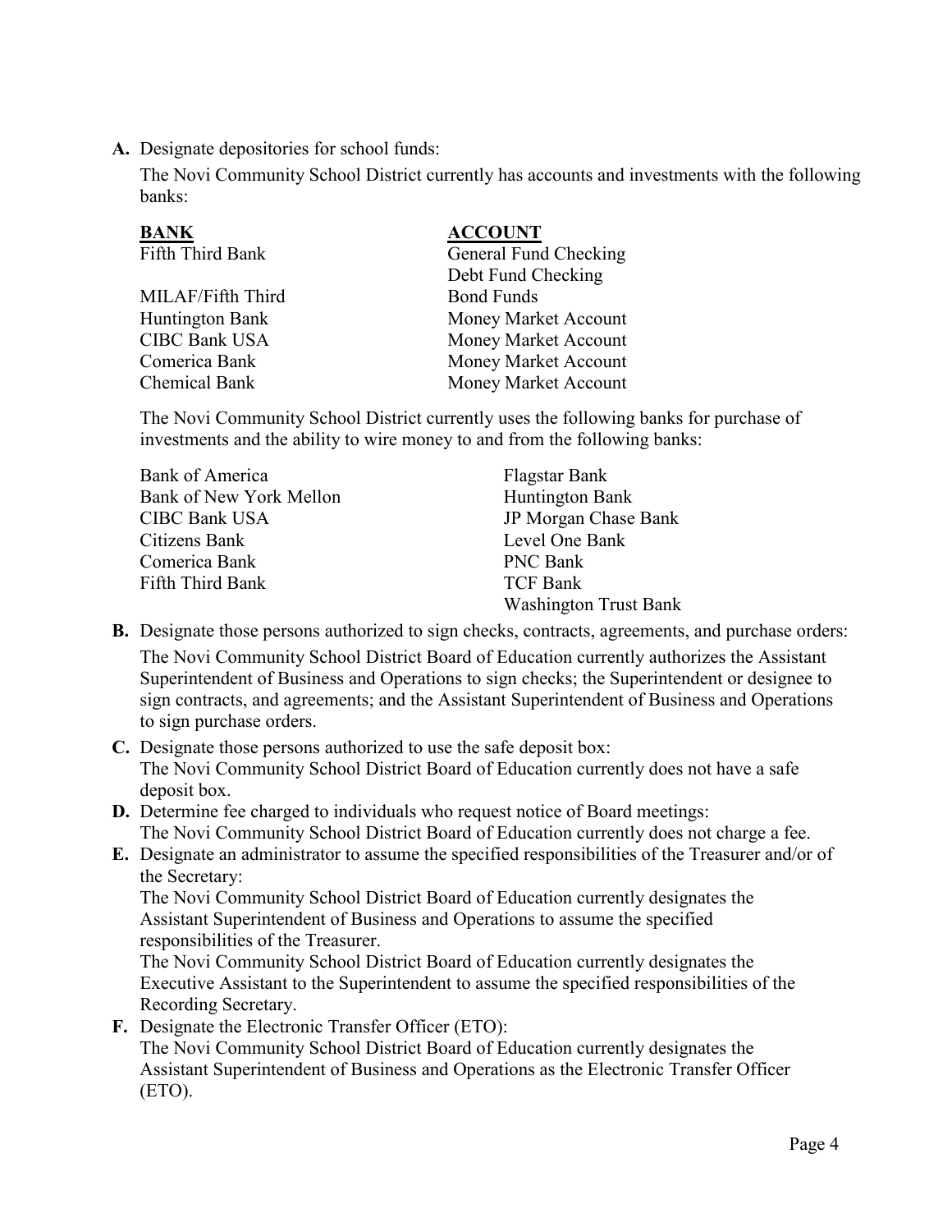**A.** Designate depositories for school funds:

The Novi Community School District currently has accounts and investments with the following banks:

| **BANK** | **ACCOUNT** |
|---|---|
| Fifth Third Bank | General Fund Checking |
| | Debt Fund Checking |
| MILAF/Fifth Third | Bond Funds |
| Huntington Bank | Money Market Account |
| CIBC Bank USA | Money Market Account |
| Comerica Bank | Money Market Account |
| Chemical Bank | Money Market Account |

The Novi Community School District currently uses the following banks for purchase of investments and the ability to wire money to and from the following banks:

| | |
|---|---|
| Bank of America | Flagstar Bank |
| Bank of New York Mellon | Huntington Bank |
| CIBC Bank USA | JP Morgan Chase Bank |
| Citizens Bank | Level One Bank |
| Comerica Bank | PNC Bank |
| Fifth Third Bank | TCF Bank |
| | Washington Trust Bank |

**B.** Designate those persons authorized to sign checks, contracts, agreements, and purchase orders:

The Novi Community School District Board of Education currently authorizes the Assistant Superintendent of Business and Operations to sign checks; the Superintendent or designee to sign contracts, and agreements; and the Assistant Superintendent of Business and Operations to sign purchase orders.

**C.** Designate those persons authorized to use the safe deposit box:
The Novi Community School District Board of Education currently does not have a safe deposit box.

**D.** Determine fee charged to individuals who request notice of Board meetings:
The Novi Community School District Board of Education currently does not charge a fee.

**E.** Designate an administrator to assume the specified responsibilities of the Treasurer and/or of the Secretary:
The Novi Community School District Board of Education currently designates the Assistant Superintendent of Business and Operations to assume the specified responsibilities of the Treasurer.
The Novi Community School District Board of Education currently designates the Executive Assistant to the Superintendent to assume the specified responsibilities of the Recording Secretary.

**F.** Designate the Electronic Transfer Officer (ETO):
The Novi Community School District Board of Education currently designates the Assistant Superintendent of Business and Operations as the Electronic Transfer Officer (ETO).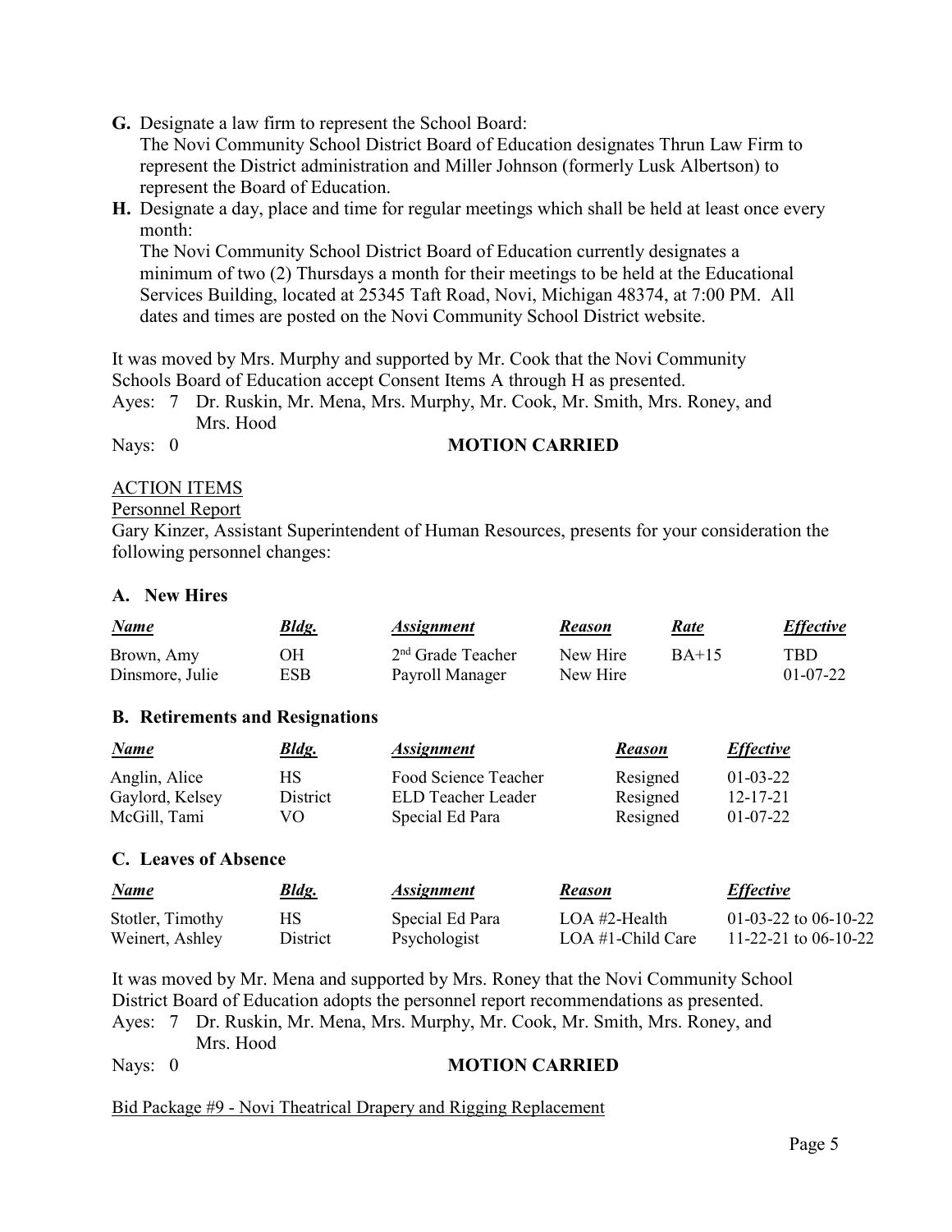**G.** Designate a law firm to represent the School Board:
The Novi Community School District Board of Education designates Thrun Law Firm to represent the District administration and Miller Johnson (formerly Lusk Albertson) to represent the Board of Education.

**H.** Designate a day, place and time for regular meetings which shall be held at least once every month:
The Novi Community School District Board of Education currently designates a minimum of two (2) Thursdays a month for their meetings to be held at the Educational Services Building, located at 25345 Taft Road, Novi, Michigan 48374, at 7:00 PM. All dates and times are posted on the Novi Community School District website.

It was moved by Mrs. Murphy and supported by Mr. Cook that the Novi Community Schools Board of Education accept Consent Items A through H as presented.

Ayes: 7 Dr. Ruskin, Mr. Mena, Mrs. Murphy, Mr. Cook, Mr. Smith, Mrs. Roney, and Mrs. Hood

Nays: 0 **MOTION CARRIED**

ACTION ITEMS

Personnel Report

Gary Kinzer, Assistant Superintendent of Human Resources, presents for your consideration the following personnel changes:

**A. New Hires**

| *Name* | *Bldg.* | *Assignment* | *Reason* | *Rate* | *Effective* |
|---|---|---|---|---|---|
| Brown, Amy | OH | 2nd Grade Teacher | New Hire | BA+15 | TBD |
| Dinsmore, Julie | ESB | Payroll Manager | New Hire | | 01-07-22 |

**B. Retirements and Resignations**

| *Name* | *Bldg.* | *Assignment* | *Reason* | *Effective* |
|---|---|---|---|---|
| Anglin, Alice | HS | Food Science Teacher | Resigned | 01-03-22 |
| Gaylord, Kelsey | District | ELD Teacher Leader | Resigned | 12-17-21 |
| McGill, Tami | VO | Special Ed Para | Resigned | 01-07-22 |

**C. Leaves of Absence**

| *Name* | *Bldg.* | *Assignment* | *Reason* | *Effective* |
|---|---|---|---|---|
| Stotler, Timothy | HS | Special Ed Para | LOA #2-Health | 01-03-22 to 06-10-22 |
| Weinert, Ashley | District | Psychologist | LOA #1-Child Care | 11-22-21 to 06-10-22 |

It was moved by Mr. Mena and supported by Mrs. Roney that the Novi Community School District Board of Education adopts the personnel report recommendations as presented.

Ayes: 7 Dr. Ruskin, Mr. Mena, Mrs. Murphy, Mr. Cook, Mr. Smith, Mrs. Roney, and Mrs. Hood

Nays: 0 **MOTION CARRIED**

Bid Package #9 - Novi Theatrical Drapery and Rigging Replacement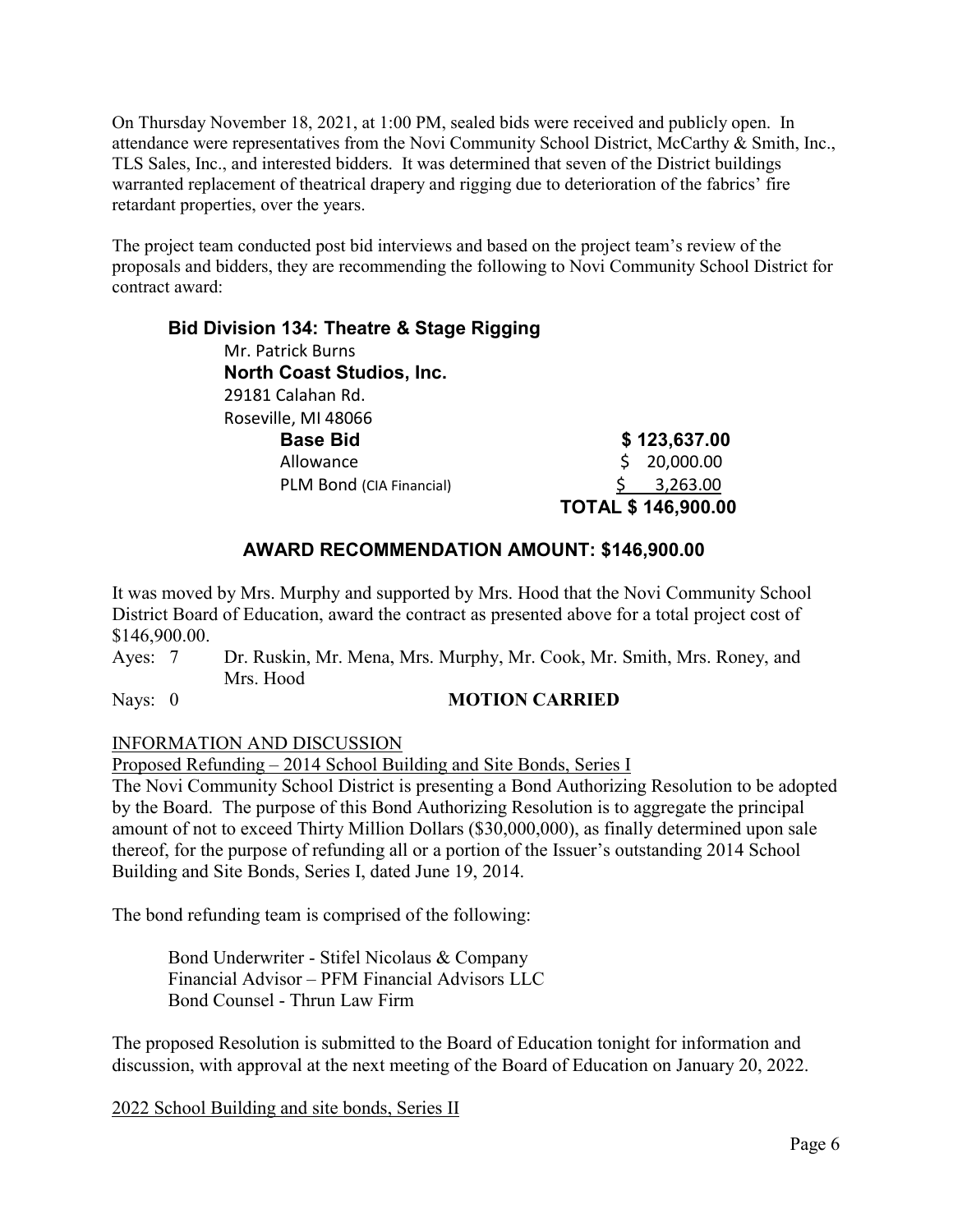On Thursday November 18, 2021, at 1:00 PM, sealed bids were received and publicly open. In attendance were representatives from the Novi Community School District, McCarthy & Smith, Inc., TLS Sales, Inc., and interested bidders. It was determined that seven of the District buildings warranted replacement of theatrical drapery and rigging due to deterioration of the fabrics' fire retardant properties, over the years.

The project team conducted post bid interviews and based on the project team's review of the proposals and bidders, they are recommending the following to Novi Community School District for contract award:

**Bid Division 134: Theatre & Stage Rigging**

Mr. Patrick Burns
**North Coast Studios, Inc.**
29181 Calahan Rd.
Roseville, MI 48066

| | |
|---|---|
| **Base Bid** | **$ 123,637.00** |
| Allowance | $ 20,000.00 |
| PLM Bond (CIA Financial) | $ 3,263.00 |
| | **TOTAL $ 146,900.00** |

**AWARD RECOMMENDATION AMOUNT: $146,900.00**

It was moved by Mrs. Murphy and supported by Mrs. Hood that the Novi Community School District Board of Education, award the contract as presented above for a total project cost of $146,900.00.

Ayes: 7 Dr. Ruskin, Mr. Mena, Mrs. Murphy, Mr. Cook, Mr. Smith, Mrs. Roney, and Mrs. Hood

Nays: 0 **MOTION CARRIED**

INFORMATION AND DISCUSSION

Proposed Refunding – 2014 School Building and Site Bonds, Series I

The Novi Community School District is presenting a Bond Authorizing Resolution to be adopted by the Board. The purpose of this Bond Authorizing Resolution is to aggregate the principal amount of not to exceed Thirty Million Dollars ($30,000,000), as finally determined upon sale thereof, for the purpose of refunding all or a portion of the Issuer's outstanding 2014 School Building and Site Bonds, Series I, dated June 19, 2014.

The bond refunding team is comprised of the following:

Bond Underwriter - Stifel Nicolaus & Company
Financial Advisor – PFM Financial Advisors LLC
Bond Counsel - Thrun Law Firm

The proposed Resolution is submitted to the Board of Education tonight for information and discussion, with approval at the next meeting of the Board of Education on January 20, 2022.

2022 School Building and site bonds, Series II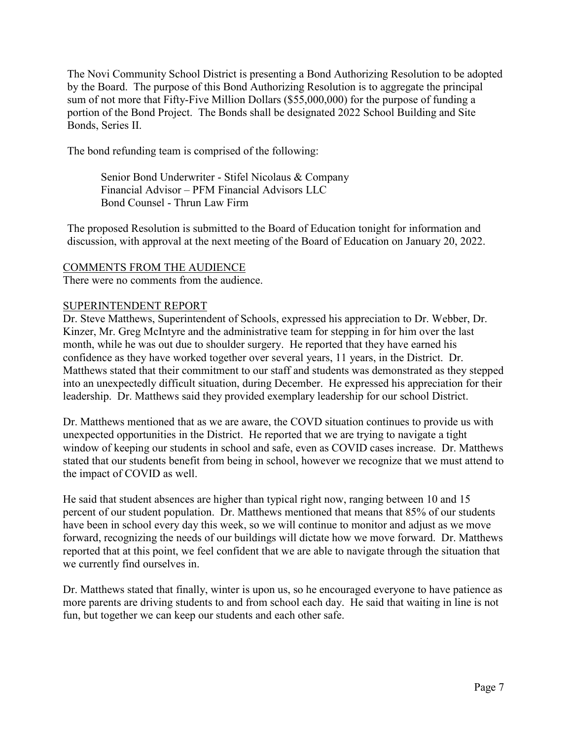The Novi Community School District is presenting a Bond Authorizing Resolution to be adopted by the Board. The purpose of this Bond Authorizing Resolution is to aggregate the principal sum of not more that Fifty-Five Million Dollars ($55,000,000) for the purpose of funding a portion of the Bond Project. The Bonds shall be designated 2022 School Building and Site Bonds, Series II.

The bond refunding team is comprised of the following:

Senior Bond Underwriter - Stifel Nicolaus & Company
Financial Advisor – PFM Financial Advisors LLC
Bond Counsel - Thrun Law Firm

The proposed Resolution is submitted to the Board of Education tonight for information and discussion, with approval at the next meeting of the Board of Education on January 20, 2022.

COMMENTS FROM THE AUDIENCE

There were no comments from the audience.

SUPERINTENDENT REPORT

Dr. Steve Matthews, Superintendent of Schools, expressed his appreciation to Dr. Webber, Dr. Kinzer, Mr. Greg McIntyre and the administrative team for stepping in for him over the last month, while he was out due to shoulder surgery. He reported that they have earned his confidence as they have worked together over several years, 11 years, in the District. Dr. Matthews stated that their commitment to our staff and students was demonstrated as they stepped into an unexpectedly difficult situation, during December. He expressed his appreciation for their leadership. Dr. Matthews said they provided exemplary leadership for our school District.

Dr. Matthews mentioned that as we are aware, the COVD situation continues to provide us with unexpected opportunities in the District. He reported that we are trying to navigate a tight window of keeping our students in school and safe, even as COVID cases increase. Dr. Matthews stated that our students benefit from being in school, however we recognize that we must attend to the impact of COVID as well.

He said that student absences are higher than typical right now, ranging between 10 and 15 percent of our student population. Dr. Matthews mentioned that means that 85% of our students have been in school every day this week, so we will continue to monitor and adjust as we move forward, recognizing the needs of our buildings will dictate how we move forward. Dr. Matthews reported that at this point, we feel confident that we are able to navigate through the situation that we currently find ourselves in.

Dr. Matthews stated that finally, winter is upon us, so he encouraged everyone to have patience as more parents are driving students to and from school each day. He said that waiting in line is not fun, but together we can keep our students and each other safe.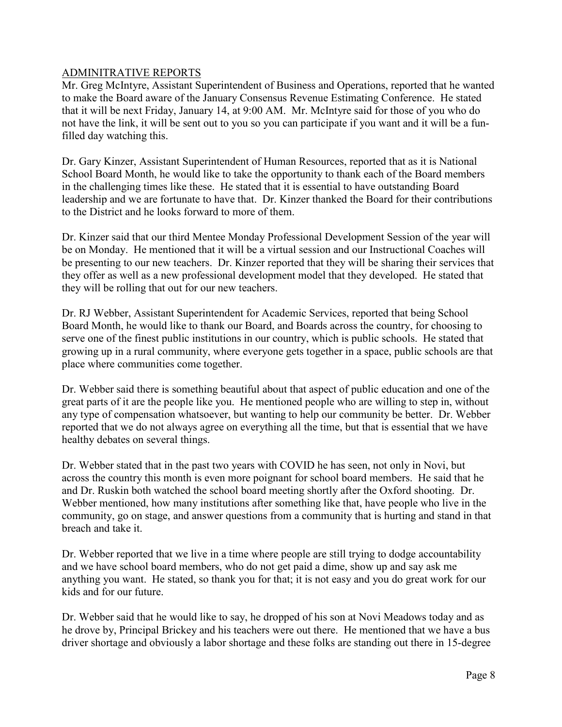ADMINITRATIVE REPORTS

Mr. Greg McIntyre, Assistant Superintendent of Business and Operations, reported that he wanted to make the Board aware of the January Consensus Revenue Estimating Conference. He stated that it will be next Friday, January 14, at 9:00 AM. Mr. McIntyre said for those of you who do not have the link, it will be sent out to you so you can participate if you want and it will be a fun-filled day watching this.

Dr. Gary Kinzer, Assistant Superintendent of Human Resources, reported that as it is National School Board Month, he would like to take the opportunity to thank each of the Board members in the challenging times like these. He stated that it is essential to have outstanding Board leadership and we are fortunate to have that. Dr. Kinzer thanked the Board for their contributions to the District and he looks forward to more of them.

Dr. Kinzer said that our third Mentee Monday Professional Development Session of the year will be on Monday. He mentioned that it will be a virtual session and our Instructional Coaches will be presenting to our new teachers. Dr. Kinzer reported that they will be sharing their services that they offer as well as a new professional development model that they developed. He stated that they will be rolling that out for our new teachers.

Dr. RJ Webber, Assistant Superintendent for Academic Services, reported that being School Board Month, he would like to thank our Board, and Boards across the country, for choosing to serve one of the finest public institutions in our country, which is public schools. He stated that growing up in a rural community, where everyone gets together in a space, public schools are that place where communities come together.

Dr. Webber said there is something beautiful about that aspect of public education and one of the great parts of it are the people like you. He mentioned people who are willing to step in, without any type of compensation whatsoever, but wanting to help our community be better. Dr. Webber reported that we do not always agree on everything all the time, but that is essential that we have healthy debates on several things.

Dr. Webber stated that in the past two years with COVID he has seen, not only in Novi, but across the country this month is even more poignant for school board members. He said that he and Dr. Ruskin both watched the school board meeting shortly after the Oxford shooting. Dr. Webber mentioned, how many institutions after something like that, have people who live in the community, go on stage, and answer questions from a community that is hurting and stand in that breach and take it.

Dr. Webber reported that we live in a time where people are still trying to dodge accountability and we have school board members, who do not get paid a dime, show up and say ask me anything you want. He stated, so thank you for that; it is not easy and you do great work for our kids and for our future.

Dr. Webber said that he would like to say, he dropped of his son at Novi Meadows today and as he drove by, Principal Brickey and his teachers were out there. He mentioned that we have a bus driver shortage and obviously a labor shortage and these folks are standing out there in 15-degree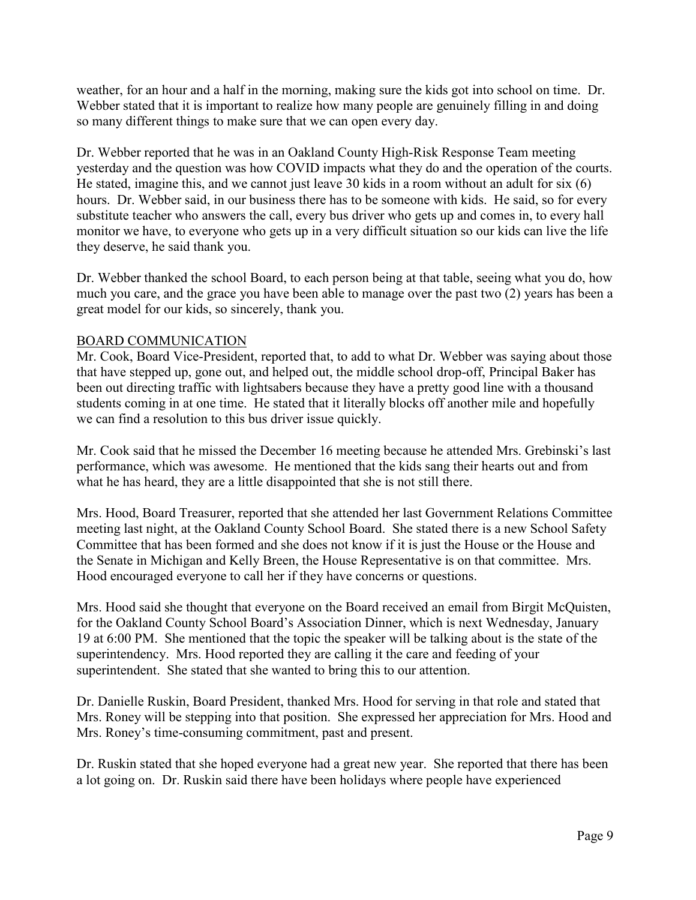weather, for an hour and a half in the morning, making sure the kids got into school on time. Dr. Webber stated that it is important to realize how many people are genuinely filling in and doing so many different things to make sure that we can open every day.

Dr. Webber reported that he was in an Oakland County High-Risk Response Team meeting yesterday and the question was how COVID impacts what they do and the operation of the courts. He stated, imagine this, and we cannot just leave 30 kids in a room without an adult for six (6) hours. Dr. Webber said, in our business there has to be someone with kids. He said, so for every substitute teacher who answers the call, every bus driver who gets up and comes in, to every hall monitor we have, to everyone who gets up in a very difficult situation so our kids can live the life they deserve, he said thank you.

Dr. Webber thanked the school Board, to each person being at that table, seeing what you do, how much you care, and the grace you have been able to manage over the past two (2) years has been a great model for our kids, so sincerely, thank you.

## BOARD COMMUNICATION

Mr. Cook, Board Vice-President, reported that, to add to what Dr. Webber was saying about those that have stepped up, gone out, and helped out, the middle school drop-off, Principal Baker has been out directing traffic with lightsabers because they have a pretty good line with a thousand students coming in at one time. He stated that it literally blocks off another mile and hopefully we can find a resolution to this bus driver issue quickly.

Mr. Cook said that he missed the December 16 meeting because he attended Mrs. Grebinski's last performance, which was awesome. He mentioned that the kids sang their hearts out and from what he has heard, they are a little disappointed that she is not still there.

Mrs. Hood, Board Treasurer, reported that she attended her last Government Relations Committee meeting last night, at the Oakland County School Board. She stated there is a new School Safety Committee that has been formed and she does not know if it is just the House or the House and the Senate in Michigan and Kelly Breen, the House Representative is on that committee. Mrs. Hood encouraged everyone to call her if they have concerns or questions.

Mrs. Hood said she thought that everyone on the Board received an email from Birgit McQuisten, for the Oakland County School Board's Association Dinner, which is next Wednesday, January 19 at 6:00 PM. She mentioned that the topic the speaker will be talking about is the state of the superintendency. Mrs. Hood reported they are calling it the care and feeding of your superintendent. She stated that she wanted to bring this to our attention.

Dr. Danielle Ruskin, Board President, thanked Mrs. Hood for serving in that role and stated that Mrs. Roney will be stepping into that position. She expressed her appreciation for Mrs. Hood and Mrs. Roney's time-consuming commitment, past and present.

Dr. Ruskin stated that she hoped everyone had a great new year. She reported that there has been a lot going on. Dr. Ruskin said there have been holidays where people have experienced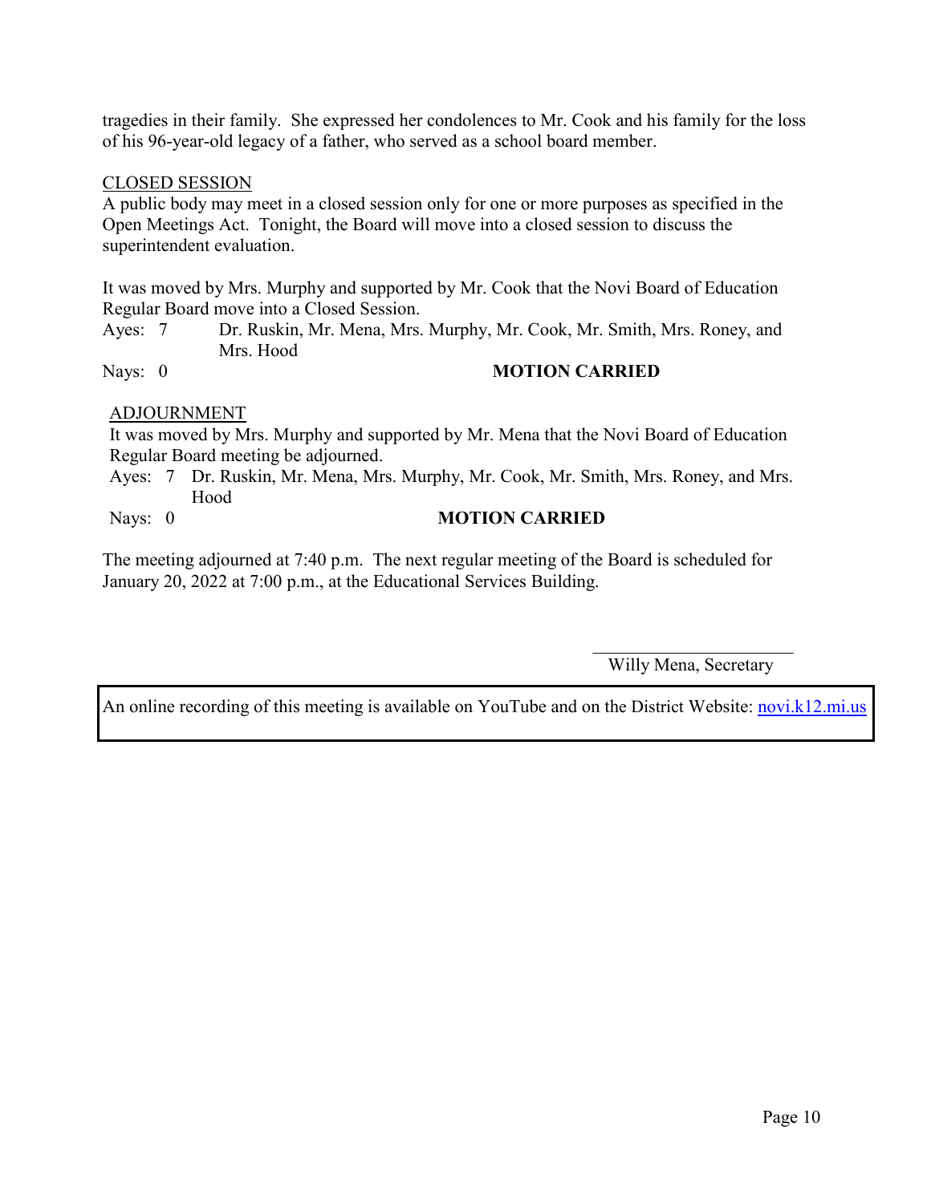tragedies in their family. She expressed her condolences to Mr. Cook and his family for the loss of his 96-year-old legacy of a father, who served as a school board member.

CLOSED SESSION

A public body may meet in a closed session only for one or more purposes as specified in the Open Meetings Act. Tonight, the Board will move into a closed session to discuss the superintendent evaluation.

It was moved by Mrs. Murphy and supported by Mr. Cook that the Novi Board of Education Regular Board move into a Closed Session.

Ayes: 7 Dr. Ruskin, Mr. Mena, Mrs. Murphy, Mr. Cook, Mr. Smith, Mrs. Roney, and Mrs. Hood

Nays: 0 **MOTION CARRIED**

ADJOURNMENT

It was moved by Mrs. Murphy and supported by Mr. Mena that the Novi Board of Education Regular Board meeting be adjourned.

Ayes: 7 Dr. Ruskin, Mr. Mena, Mrs. Murphy, Mr. Cook, Mr. Smith, Mrs. Roney, and Mrs. Hood

Nays: 0 **MOTION CARRIED**

The meeting adjourned at 7:40 p.m. The next regular meeting of the Board is scheduled for January 20, 2022 at 7:00 p.m., at the Educational Services Building.

\_\_\_\_\_\_\_\_\_\_\_\_\_\_\_\_\_\_\_\_\_\_\_\_

Willy Mena, Secretary

An online recording of this meeting is available on YouTube and on the District Website: novi.k12.mi.us